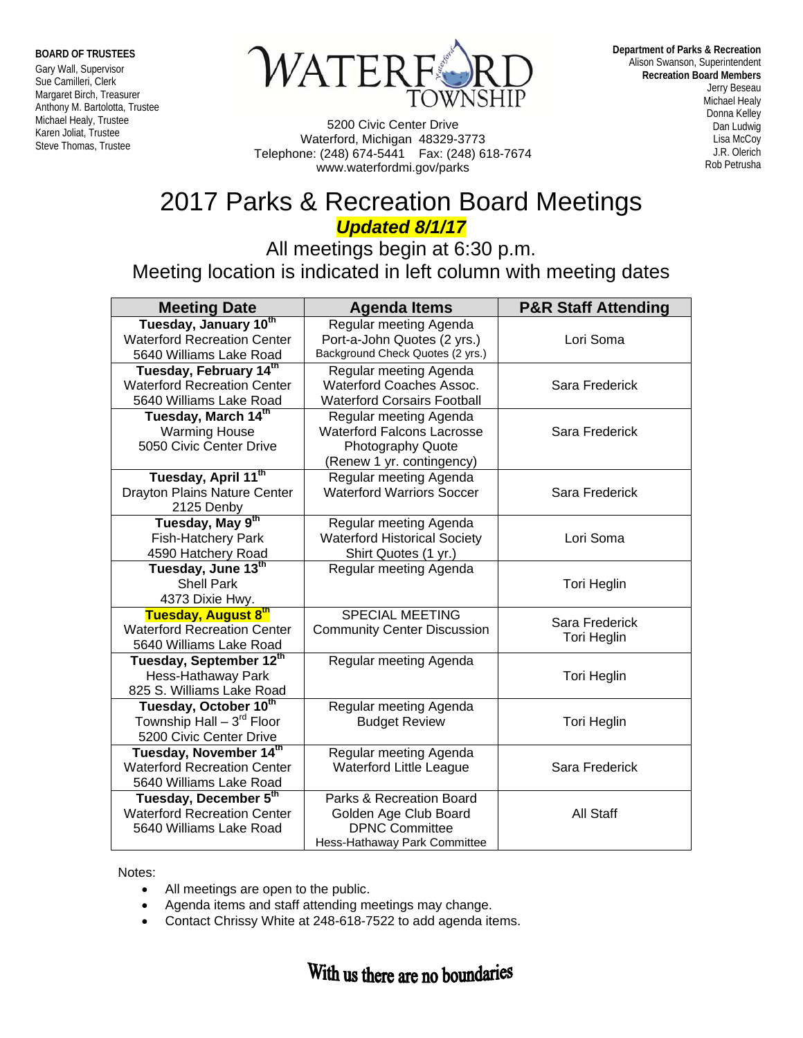**BOARD OF TRUSTEES**
Gary Wall, Supervisor
Sue Camilleri, Clerk
Margaret Birch, Treasurer
Anthony M. Bartolotta, Trustee
Michael Healy, Trustee
Karen Joliat, Trustee
Steve Thomas, Trustee

WATERFORD TOWNSHIP

5200 Civic Center Drive
Waterford, Michigan 48329-3773
Telephone: (248) 674-5441 Fax: (248) 618-7674
www.waterfordmi.gov/parks

**Department of Parks & Recreation**
Alison Swanson, Superintendent
**Recreation Board Members**
Jerry Beseau
Michael Healy
Donna Kelley
Dan Ludwig
Lisa McCoy
J.R. Olerich
Rob Petrusha

# 2017 Parks & Recreation Board Meetings

***Updated 8/1/17***

All meetings begin at 6:30 p.m.
Meeting location is indicated in left column with meeting dates

| Meeting Date | Agenda Items | P&R Staff Attending |
|---|---|---|
| **Tuesday, January 10th**<br>Waterford Recreation Center<br>5640 Williams Lake Road | Regular meeting Agenda<br>Port-a-John Quotes (2 yrs.)<br>Background Check Quotes (2 yrs.) | Lori Soma |
| **Tuesday, February 14th**<br>Waterford Recreation Center<br>5640 Williams Lake Road | Regular meeting Agenda<br>Waterford Coaches Assoc.<br>Waterford Corsairs Football | Sara Frederick |
| **Tuesday, March 14th**<br>Warming House<br>5050 Civic Center Drive | Regular meeting Agenda<br>Waterford Falcons Lacrosse<br>Photography Quote<br>(Renew 1 yr. contingency) | Sara Frederick |
| **Tuesday, April 11th**<br>Drayton Plains Nature Center<br>2125 Denby | Regular meeting Agenda<br>Waterford Warriors Soccer | Sara Frederick |
| **Tuesday, May 9th**<br>Fish-Hatchery Park<br>4590 Hatchery Road | Regular meeting Agenda<br>Waterford Historical Society<br>Shirt Quotes (1 yr.) | Lori Soma |
| **Tuesday, June 13th**<br>Shell Park<br>4373 Dixie Hwy. | Regular meeting Agenda | Tori Heglin |
| **Tuesday, August 8th**<br>Waterford Recreation Center<br>5640 Williams Lake Road | SPECIAL MEETING<br>Community Center Discussion | Sara Frederick<br>Tori Heglin |
| **Tuesday, September 12th**<br>Hess-Hathaway Park<br>825 S. Williams Lake Road | Regular meeting Agenda | Tori Heglin |
| **Tuesday, October 10th**<br>Township Hall – 3rd Floor<br>5200 Civic Center Drive | Regular meeting Agenda<br>Budget Review | Tori Heglin |
| **Tuesday, November 14th**<br>Waterford Recreation Center<br>5640 Williams Lake Road | Regular meeting Agenda<br>Waterford Little League | Sara Frederick |
| **Tuesday, December 5th**<br>Waterford Recreation Center<br>5640 Williams Lake Road | Parks & Recreation Board<br>Golden Age Club Board<br>DPNC Committee<br>Hess-Hathaway Park Committee | All Staff |

Notes:

- All meetings are open to the public.
- Agenda items and staff attending meetings may change.
- Contact Chrissy White at 248-618-7522 to add agenda items.

With us there are no boundaries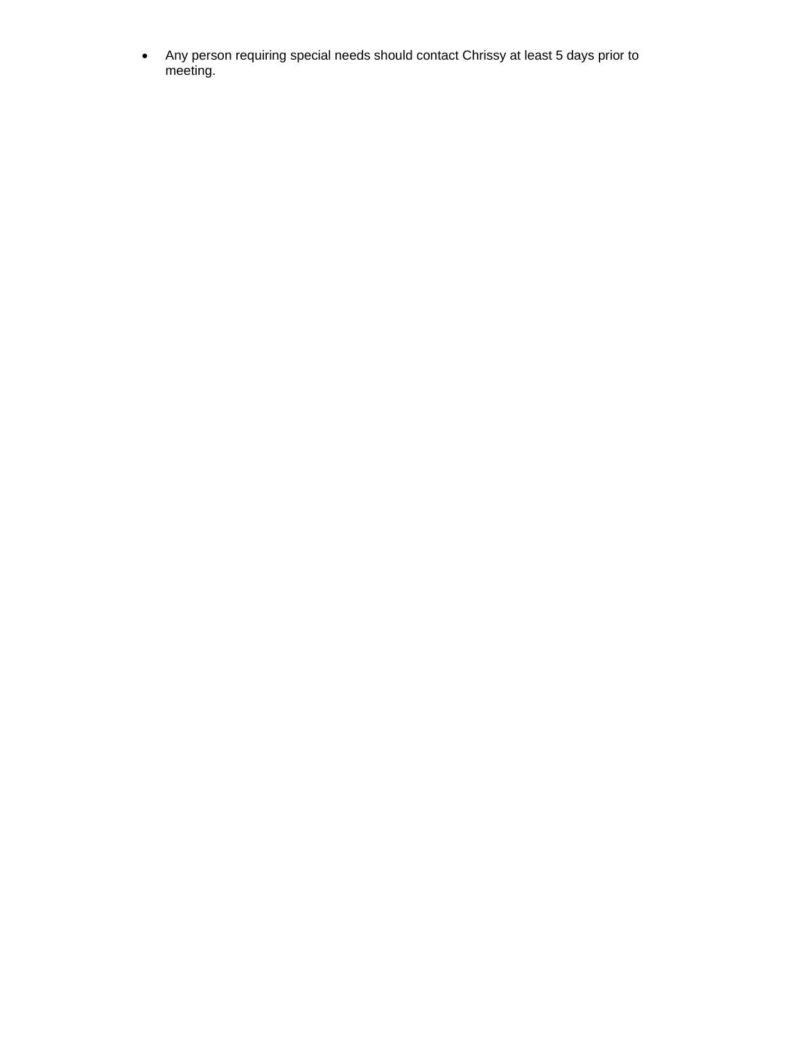- Any person requiring special needs should contact Chrissy at least 5 days prior to meeting.